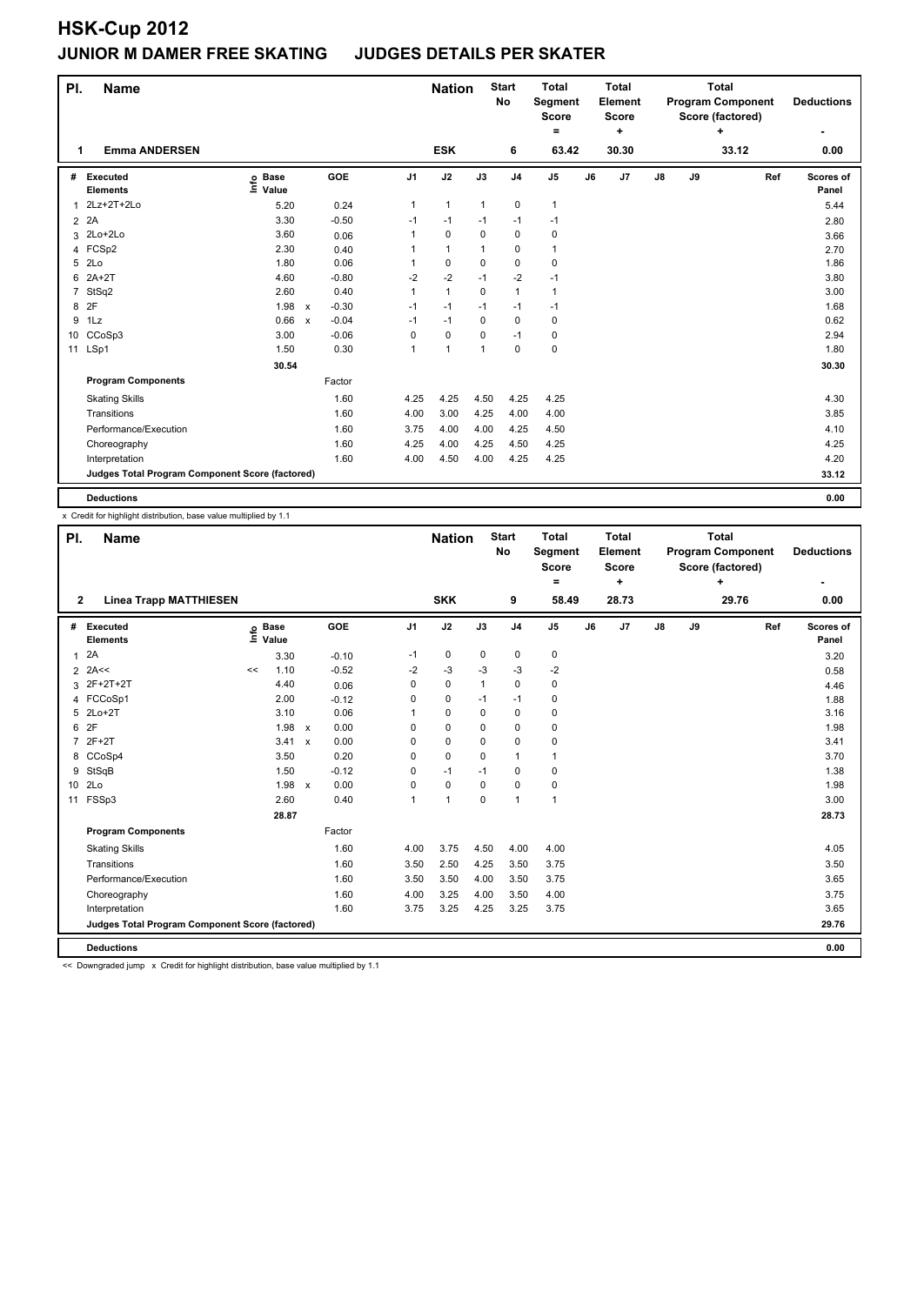# HSK-Cup 2012

## JUNIOR M DAMER FREE SKATING JUDGES DETAILS PER SKATER

| Pl. | Name | Nation | Start No | Total Segment Score = | Total Element Score + | Total Program Component Score (factored) + | Deductions - |
|---|---|---|---|---|---|---|---|
| 1 | Emma ANDERSEN | ESK | 6 | 63.42 | 30.30 | 33.12 | 0.00 |

| # | Executed Elements | Info | Base Value | | GOE | J1 | J2 | J3 | J4 | J5 | J6 | J7 | J8 | J9 | Ref | Scores of Panel |
|---|---|---|---|---|---|---|---|---|---|---|---|---|---|---|---|---|
| 1 | 2Lz+2T+2Lo | | 5.20 | | 0.24 | 1 | 1 | 1 | 0 | 1 | | | | | | 5.44 |
| 2 | 2A | | 3.30 | | -0.50 | -1 | -1 | -1 | -1 | -1 | | | | | | 2.80 |
| 3 | 2Lo+2Lo | | 3.60 | | 0.06 | 1 | 0 | 0 | 0 | 0 | | | | | | 3.66 |
| 4 | FCSp2 | | 2.30 | | 0.40 | 1 | 1 | 1 | 0 | 1 | | | | | | 2.70 |
| 5 | 2Lo | | 1.80 | | 0.06 | 1 | 0 | 0 | 0 | 0 | | | | | | 1.86 |
| 6 | 2A+2T | | 4.60 | | -0.80 | -2 | -2 | -1 | -2 | -1 | | | | | | 3.80 |
| 7 | StSq2 | | 2.60 | | 0.40 | 1 | 1 | 0 | 1 | 1 | | | | | | 3.00 |
| 8 | 2F | | 1.98 | x | -0.30 | -1 | -1 | -1 | -1 | -1 | | | | | | 1.68 |
| 9 | 1Lz | | 0.66 | x | -0.04 | -1 | -1 | 0 | 0 | 0 | | | | | | 0.62 |
| 10 | CCoSp3 | | 3.00 | | -0.06 | 0 | 0 | 0 | -1 | 0 | | | | | | 2.94 |
| 11 | LSp1 | | 1.50 | | 0.30 | 1 | 1 | 1 | 0 | 0 | | | | | | 1.80 |
| | | | 30.54 | | | | | | | | | | | | | 30.30 |
| | **Program Components** | | | | Factor | | | | | | | | | | | |
| | Skating Skills | | | | 1.60 | 4.25 | 4.25 | 4.50 | 4.25 | 4.25 | | | | | | 4.30 |
| | Transitions | | | | 1.60 | 4.00 | 3.00 | 4.25 | 4.00 | 4.00 | | | | | | 3.85 |
| | Performance/Execution | | | | 1.60 | 3.75 | 4.00 | 4.00 | 4.25 | 4.50 | | | | | | 4.10 |
| | Choreography | | | | 1.60 | 4.25 | 4.00 | 4.25 | 4.50 | 4.25 | | | | | | 4.25 |
| | Interpretation | | | | 1.60 | 4.00 | 4.50 | 4.00 | 4.25 | 4.25 | | | | | | 4.20 |
| | **Judges Total Program Component Score (factored)** | | | | | | | | | | | | | | | 33.12 |
| | **Deductions** | | | | | | | | | | | | | | | 0.00 |

x Credit for highlight distribution, base value multiplied by 1.1

| Pl. | Name | Nation | Start No | Total Segment Score = | Total Element Score + | Total Program Component Score (factored) + | Deductions - |
|---|---|---|---|---|---|---|---|
| 2 | Linea Trapp MATTHIESEN | SKK | 9 | 58.49 | 28.73 | 29.76 | 0.00 |

| # | Executed Elements | Info | Base Value | | GOE | J1 | J2 | J3 | J4 | J5 | J6 | J7 | J8 | J9 | Ref | Scores of Panel |
|---|---|---|---|---|---|---|---|---|---|---|---|---|---|---|---|---|
| 1 | 2A | | 3.30 | | -0.10 | -1 | 0 | 0 | 0 | 0 | | | | | | 3.20 |
| 2 | 2A<< | << | 1.10 | | -0.52 | -2 | -3 | -3 | -3 | -2 | | | | | | 0.58 |
| 3 | 2F+2T+2T | | 4.40 | | 0.06 | 0 | 0 | 1 | 0 | 0 | | | | | | 4.46 |
| 4 | FCCoSp1 | | 2.00 | | -0.12 | 0 | 0 | -1 | -1 | 0 | | | | | | 1.88 |
| 5 | 2Lo+2T | | 3.10 | | 0.06 | 1 | 0 | 0 | 0 | 0 | | | | | | 3.16 |
| 6 | 2F | | 1.98 | x | 0.00 | 0 | 0 | 0 | 0 | 0 | | | | | | 1.98 |
| 7 | 2F+2T | | 3.41 | x | 0.00 | 0 | 0 | 0 | 0 | 0 | | | | | | 3.41 |
| 8 | CCoSp4 | | 3.50 | | 0.20 | 0 | 0 | 0 | 1 | 1 | | | | | | 3.70 |
| 9 | StSqB | | 1.50 | | -0.12 | 0 | -1 | -1 | 0 | 0 | | | | | | 1.38 |
| 10 | 2Lo | | 1.98 | x | 0.00 | 0 | 0 | 0 | 0 | 0 | | | | | | 1.98 |
| 11 | FSSp3 | | 2.60 | | 0.40 | 1 | 1 | 0 | 1 | 1 | | | | | | 3.00 |
| | | | 28.87 | | | | | | | | | | | | | 28.73 |
| | **Program Components** | | | | Factor | | | | | | | | | | | |
| | Skating Skills | | | | 1.60 | 4.00 | 3.75 | 4.50 | 4.00 | 4.00 | | | | | | 4.05 |
| | Transitions | | | | 1.60 | 3.50 | 2.50 | 4.25 | 3.50 | 3.75 | | | | | | 3.50 |
| | Performance/Execution | | | | 1.60 | 3.50 | 3.50 | 4.00 | 3.50 | 3.75 | | | | | | 3.65 |
| | Choreography | | | | 1.60 | 4.00 | 3.25 | 4.00 | 3.50 | 4.00 | | | | | | 3.75 |
| | Interpretation | | | | 1.60 | 3.75 | 3.25 | 4.25 | 3.25 | 3.75 | | | | | | 3.65 |
| | **Judges Total Program Component Score (factored)** | | | | | | | | | | | | | | | 29.76 |
| | **Deductions** | | | | | | | | | | | | | | | 0.00 |

<< Downgraded jump x Credit for highlight distribution, base value multiplied by 1.1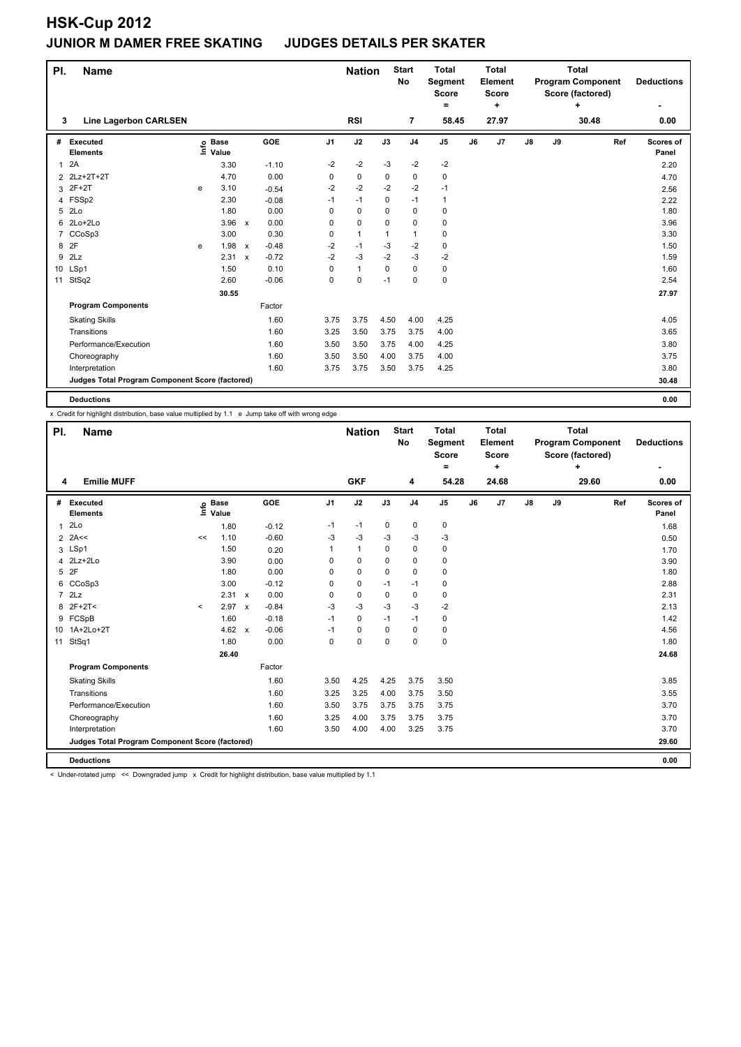# HSK-Cup 2012

## JUNIOR M DAMER FREE SKATING JUDGES DETAILS PER SKATER

| Pl. | Name | Nation | Start No | Total Segment Score = | Total Element Score + | Total Program Component Score (factored) + | Deductions - |
|---|---|---|---|---|---|---|---|
| 3 | Line Lagerbon CARLSEN | RSI | 7 | 58.45 | 27.97 | 30.48 | 0.00 |

| # | Executed Elements | Info | Base Value | | GOE | J1 | J2 | J3 | J4 | J5 | J6 | J7 | J8 | J9 | Ref | Scores of Panel |
|---|---|---|---|---|---|---|---|---|---|---|---|---|---|---|---|---|
| 1 | 2A | | 3.30 | | -1.10 | -2 | -2 | -3 | -2 | -2 | | | | | | 2.20 |
| 2 | 2Lz+2T+2T | | 4.70 | | 0.00 | 0 | 0 | 0 | 0 | 0 | | | | | | 4.70 |
| 3 | 2F+2T | e | 3.10 | | -0.54 | -2 | -2 | -2 | -2 | -1 | | | | | | 2.56 |
| 4 | FSSp2 | | 2.30 | | -0.08 | -1 | -1 | 0 | -1 | 1 | | | | | | 2.22 |
| 5 | 2Lo | | 1.80 | | 0.00 | 0 | 0 | 0 | 0 | 0 | | | | | | 1.80 |
| 6 | 2Lo+2Lo | | 3.96 | x | 0.00 | 0 | 0 | 0 | 0 | 0 | | | | | | 3.96 |
| 7 | CCoSp3 | | 3.00 | | 0.30 | 0 | 1 | 1 | 1 | 0 | | | | | | 3.30 |
| 8 | 2F | e | 1.98 | x | -0.48 | -2 | -1 | -3 | -2 | 0 | | | | | | 1.50 |
| 9 | 2Lz | | 2.31 | x | -0.72 | -2 | -3 | -2 | -3 | -2 | | | | | | 1.59 |
| 10 | LSp1 | | 1.50 | | 0.10 | 0 | 1 | 0 | 0 | 0 | | | | | | 1.60 |
| 11 | StSq2 | | 2.60 | | -0.06 | 0 | 0 | -1 | 0 | 0 | | | | | | 2.54 |
| | | | 30.55 | | | | | | | | | | | | | 27.97 |
| | **Program Components** | | | | Factor | | | | | | | | | | | |
| | Skating Skills | | | | 1.60 | 3.75 | 3.75 | 4.50 | 4.00 | 4.25 | | | | | | 4.05 |
| | Transitions | | | | 1.60 | 3.25 | 3.50 | 3.75 | 3.75 | 4.00 | | | | | | 3.65 |
| | Performance/Execution | | | | 1.60 | 3.50 | 3.50 | 3.75 | 4.00 | 4.25 | | | | | | 3.80 |
| | Choreography | | | | 1.60 | 3.50 | 3.50 | 4.00 | 3.75 | 4.00 | | | | | | 3.75 |
| | Interpretation | | | | 1.60 | 3.75 | 3.75 | 3.50 | 3.75 | 4.25 | | | | | | 3.80 |
| | **Judges Total Program Component Score (factored)** | | | | | | | | | | | | | | | 30.48 |
| | **Deductions** | | | | | | | | | | | | | | | 0.00 |

x Credit for highlight distribution, base value multiplied by 1.1 e Jump take off with wrong edge

| Pl. | Name | Nation | Start No | Total Segment Score = | Total Element Score + | Total Program Component Score (factored) + | Deductions - |
|---|---|---|---|---|---|---|---|
| 4 | Emilie MUFF | GKF | 4 | 54.28 | 24.68 | 29.60 | 0.00 |

| # | Executed Elements | Info | Base Value | | GOE | J1 | J2 | J3 | J4 | J5 | J6 | J7 | J8 | J9 | Ref | Scores of Panel |
|---|---|---|---|---|---|---|---|---|---|---|---|---|---|---|---|---|
| 1 | 2Lo | | 1.80 | | -0.12 | -1 | -1 | 0 | 0 | 0 | | | | | | 1.68 |
| 2 | 2A<< | << | 1.10 | | -0.60 | -3 | -3 | -3 | -3 | -3 | | | | | | 0.50 |
| 3 | LSp1 | | 1.50 | | 0.20 | 1 | 1 | 0 | 0 | 0 | | | | | | 1.70 |
| 4 | 2Lz+2Lo | | 3.90 | | 0.00 | 0 | 0 | 0 | 0 | 0 | | | | | | 3.90 |
| 5 | 2F | | 1.80 | | 0.00 | 0 | 0 | 0 | 0 | 0 | | | | | | 1.80 |
| 6 | CCoSp3 | | 3.00 | | -0.12 | 0 | 0 | -1 | -1 | 0 | | | | | | 2.88 |
| 7 | 2Lz | | 2.31 | x | 0.00 | 0 | 0 | 0 | 0 | 0 | | | | | | 2.31 |
| 8 | 2F+2T< | < | 2.97 | x | -0.84 | -3 | -3 | -3 | -3 | -2 | | | | | | 2.13 |
| 9 | FCSpB | | 1.60 | | -0.18 | -1 | 0 | -1 | -1 | 0 | | | | | | 1.42 |
| 10 | 1A+2Lo+2T | | 4.62 | x | -0.06 | -1 | 0 | 0 | 0 | 0 | | | | | | 4.56 |
| 11 | StSq1 | | 1.80 | | 0.00 | 0 | 0 | 0 | 0 | 0 | | | | | | 1.80 |
| | | | 26.40 | | | | | | | | | | | | | 24.68 |
| | **Program Components** | | | | Factor | | | | | | | | | | | |
| | Skating Skills | | | | 1.60 | 3.50 | 4.25 | 4.25 | 3.75 | 3.50 | | | | | | 3.85 |
| | Transitions | | | | 1.60 | 3.25 | 3.25 | 4.00 | 3.75 | 3.50 | | | | | | 3.55 |
| | Performance/Execution | | | | 1.60 | 3.50 | 3.75 | 3.75 | 3.75 | 3.75 | | | | | | 3.70 |
| | Choreography | | | | 1.60 | 3.25 | 4.00 | 3.75 | 3.75 | 3.75 | | | | | | 3.70 |
| | Interpretation | | | | 1.60 | 3.50 | 4.00 | 4.00 | 3.25 | 3.75 | | | | | | 3.70 |
| | **Judges Total Program Component Score (factored)** | | | | | | | | | | | | | | | 29.60 |
| | **Deductions** | | | | | | | | | | | | | | | 0.00 |

< Under-rotated jump << Downgraded jump x Credit for highlight distribution, base value multiplied by 1.1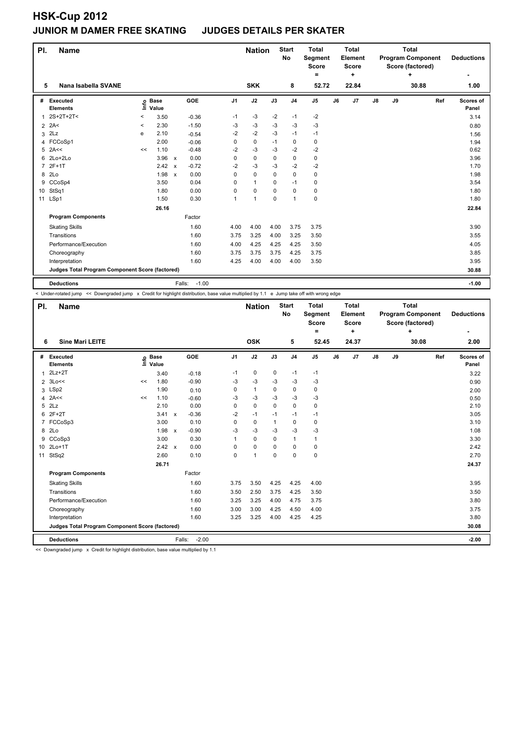# HSK-Cup 2012

## JUNIOR M DAMER FREE SKATING JUDGES DETAILS PER SKATER

| Pl. | Name | Nation | Start No | Total Segment Score = | Total Element Score + | Total Program Component Score (factored) + | Deductions - |
|---|---|---|---|---|---|---|---|
| 5 | Nana Isabella SVANE | SKK | 8 | 52.72 | 22.84 | 30.88 | 1.00 |

| # | Executed Elements | Info | Base Value | | GOE | J1 | J2 | J3 | J4 | J5 | J6 | J7 | J8 | J9 | Ref | Scores of Panel |
|---|---|---|---|---|---|---|---|---|---|---|---|---|---|---|---|---|
| 1 | 2S+2T+2T< | < | 3.50 | | -0.36 | -1 | -3 | -2 | -1 | -2 | | | | | | 3.14 |
| 2 | 2A< | < | 2.30 | | -1.50 | -3 | -3 | -3 | -3 | -3 | | | | | | 0.80 |
| 3 | 2Lz | e | 2.10 | | -0.54 | -2 | -2 | -3 | -1 | -1 | | | | | | 1.56 |
| 4 | FCCoSp1 | | 2.00 | | -0.06 | 0 | 0 | -1 | 0 | 0 | | | | | | 1.94 |
| 5 | 2A<< | << | 1.10 | | -0.48 | -2 | -3 | -3 | -2 | -2 | | | | | | 0.62 |
| 6 | 2Lo+2Lo | | 3.96 | x | 0.00 | 0 | 0 | 0 | 0 | 0 | | | | | | 3.96 |
| 7 | 2F+1T | | 2.42 | x | -0.72 | -2 | -3 | -3 | -2 | -2 | | | | | | 1.70 |
| 8 | 2Lo | | 1.98 | x | 0.00 | 0 | 0 | 0 | 0 | 0 | | | | | | 1.98 |
| 9 | CCoSp4 | | 3.50 | | 0.04 | 0 | 1 | 0 | -1 | 0 | | | | | | 3.54 |
| 10 | StSq1 | | 1.80 | | 0.00 | 0 | 0 | 0 | 0 | 0 | | | | | | 1.80 |
| 11 | LSp1 | | 1.50 | | 0.30 | 1 | 1 | 0 | 1 | 0 | | | | | | 1.80 |
| | | | 26.16 | | | | | | | | | | | | | 22.84 |
| | **Program Components** | | | | Factor | | | | | | | | | | | |
| | Skating Skills | | | | 1.60 | 4.00 | 4.00 | 4.00 | 3.75 | 3.75 | | | | | | 3.90 |
| | Transitions | | | | 1.60 | 3.75 | 3.25 | 4.00 | 3.25 | 3.50 | | | | | | 3.55 |
| | Performance/Execution | | | | 1.60 | 4.00 | 4.25 | 4.25 | 4.25 | 3.50 | | | | | | 4.05 |
| | Choreography | | | | 1.60 | 3.75 | 3.75 | 3.75 | 4.25 | 3.75 | | | | | | 3.85 |
| | Interpretation | | | | 1.60 | 4.25 | 4.00 | 4.00 | 4.00 | 3.50 | | | | | | 3.95 |
| | **Judges Total Program Component Score (factored)** | | | | | | | | | | | | | | | 30.88 |
| | **Deductions** | | | | Falls: -1.00 | | | | | | | | | | | -1.00 |

< Under-rotated jump << Downgraded jump x Credit for highlight distribution, base value multiplied by 1.1 e Jump take off with wrong edge

| Pl. | Name | Nation | Start No | Total Segment Score = | Total Element Score + | Total Program Component Score (factored) + | Deductions - |
|---|---|---|---|---|---|---|---|
| 6 | Sine Mari LEITE | OSK | 5 | 52.45 | 24.37 | 30.08 | 2.00 |

| # | Executed Elements | Info | Base Value | | GOE | J1 | J2 | J3 | J4 | J5 | J6 | J7 | J8 | J9 | Ref | Scores of Panel |
|---|---|---|---|---|---|---|---|---|---|---|---|---|---|---|---|---|
| 1 | 2Lz+2T | | 3.40 | | -0.18 | -1 | 0 | 0 | -1 | -1 | | | | | | 3.22 |
| 2 | 3Lo<< | << | 1.80 | | -0.90 | -3 | -3 | -3 | -3 | -3 | | | | | | 0.90 |
| 3 | LSp2 | | 1.90 | | 0.10 | 0 | 1 | 0 | 0 | 0 | | | | | | 2.00 |
| 4 | 2A<< | << | 1.10 | | -0.60 | -3 | -3 | -3 | -3 | -3 | | | | | | 0.50 |
| 5 | 2Lz | | 2.10 | | 0.00 | 0 | 0 | 0 | 0 | 0 | | | | | | 2.10 |
| 6 | 2F+2T | | 3.41 | x | -0.36 | -2 | -1 | -1 | -1 | -1 | | | | | | 3.05 |
| 7 | FCCoSp3 | | 3.00 | | 0.10 | 0 | 0 | 1 | 0 | 0 | | | | | | 3.10 |
| 8 | 2Lo | | 1.98 | x | -0.90 | -3 | -3 | -3 | -3 | -3 | | | | | | 1.08 |
| 9 | CCoSp3 | | 3.00 | | 0.30 | 1 | 0 | 0 | 1 | 1 | | | | | | 3.30 |
| 10 | 2Lo+1T | | 2.42 | x | 0.00 | 0 | 0 | 0 | 0 | 0 | | | | | | 2.42 |
| 11 | StSq2 | | 2.60 | | 0.10 | 0 | 1 | 0 | 0 | 0 | | | | | | 2.70 |
| | | | 26.71 | | | | | | | | | | | | | 24.37 |
| | **Program Components** | | | | Factor | | | | | | | | | | | |
| | Skating Skills | | | | 1.60 | 3.75 | 3.50 | 4.25 | 4.25 | 4.00 | | | | | | 3.95 |
| | Transitions | | | | 1.60 | 3.50 | 2.50 | 3.75 | 4.25 | 3.50 | | | | | | 3.50 |
| | Performance/Execution | | | | 1.60 | 3.25 | 3.25 | 4.00 | 4.75 | 3.75 | | | | | | 3.80 |
| | Choreography | | | | 1.60 | 3.00 | 3.00 | 4.25 | 4.50 | 4.00 | | | | | | 3.75 |
| | Interpretation | | | | 1.60 | 3.25 | 3.25 | 4.00 | 4.25 | 4.25 | | | | | | 3.80 |
| | **Judges Total Program Component Score (factored)** | | | | | | | | | | | | | | | 30.08 |
| | **Deductions** | | | | Falls: -2.00 | | | | | | | | | | | -2.00 |

<< Downgraded jump x Credit for highlight distribution, base value multiplied by 1.1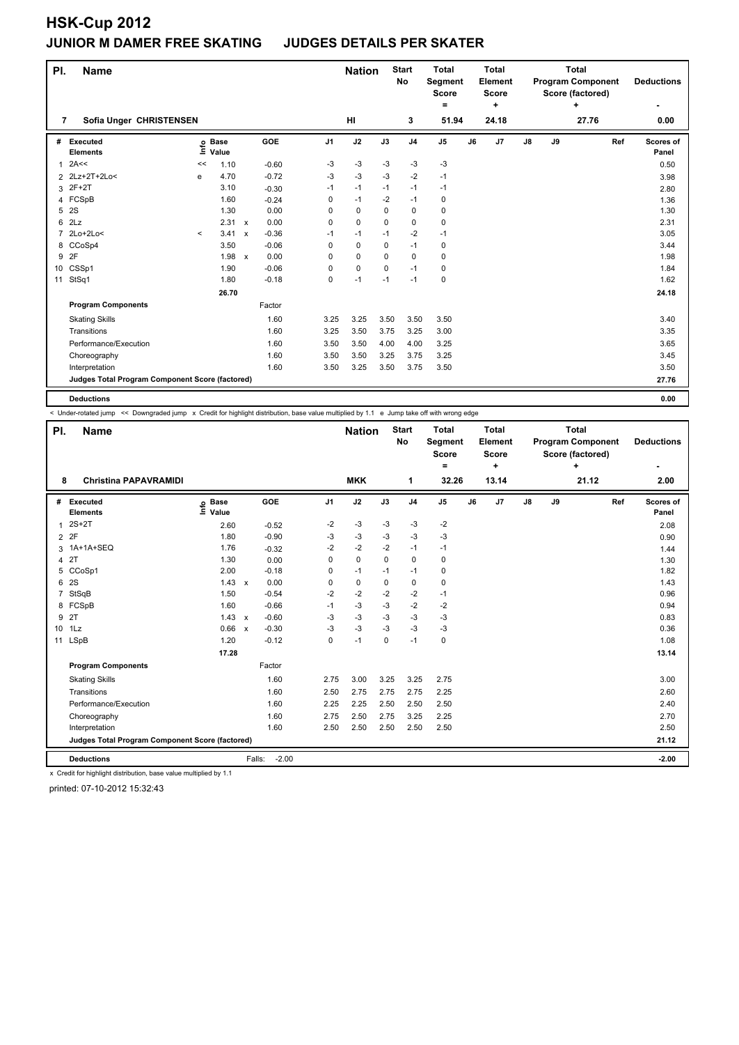# HSK-Cup 2012

## JUNIOR M DAMER FREE SKATING    JUDGES DETAILS PER SKATER

| Pl. | Name | Nation | Start No | Total Segment Score = | Total Element Score + | Total Program Component Score (factored) + | Deductions - |
|---|---|---|---|---|---|---|---|
| 7 | Sofia Unger CHRISTENSEN | HI | 3 | 51.94 | 24.18 | 27.76 | 0.00 |

| # | Executed Elements | Info | Base Value | | GOE | J1 | J2 | J3 | J4 | J5 | J6 | J7 | J8 | J9 | Ref | Scores of Panel |
|---|---|---|---|---|---|---|---|---|---|---|---|---|---|---|---|---|
| 1 | 2A<< | << | 1.10 | | -0.60 | -3 | -3 | -3 | -3 | -3 | | | | | | 0.50 |
| 2 | 2Lz+2T+2Lo< | e | 4.70 | | -0.72 | -3 | -3 | -3 | -2 | -1 | | | | | | 3.98 |
| 3 | 2F+2T | | 3.10 | | -0.30 | -1 | -1 | -1 | -1 | -1 | | | | | | 2.80 |
| 4 | FCSpB | | 1.60 | | -0.24 | 0 | -1 | -2 | -1 | 0 | | | | | | 1.36 |
| 5 | 2S | | 1.30 | | 0.00 | 0 | 0 | 0 | 0 | 0 | | | | | | 1.30 |
| 6 | 2Lz | | 2.31 | x | 0.00 | 0 | 0 | 0 | 0 | 0 | | | | | | 2.31 |
| 7 | 2Lo+2Lo< | < | 3.41 | x | -0.36 | -1 | -1 | -1 | -2 | -1 | | | | | | 3.05 |
| 8 | CCoSp4 | | 3.50 | | -0.06 | 0 | 0 | 0 | -1 | 0 | | | | | | 3.44 |
| 9 | 2F | | 1.98 | x | 0.00 | 0 | 0 | 0 | 0 | 0 | | | | | | 1.98 |
| 10 | CSSp1 | | 1.90 | | -0.06 | 0 | 0 | 0 | -1 | 0 | | | | | | 1.84 |
| 11 | StSq1 | | 1.80 | | -0.18 | 0 | -1 | -1 | -1 | 0 | | | | | | 1.62 |
| | | | 26.70 | | | | | | | | | | | | | 24.18 |
| | **Program Components** | | | | Factor | | | | | | | | | | | |
| | Skating Skills | | | | 1.60 | 3.25 | 3.25 | 3.50 | 3.50 | 3.50 | | | | | | 3.40 |
| | Transitions | | | | 1.60 | 3.25 | 3.50 | 3.75 | 3.25 | 3.00 | | | | | | 3.35 |
| | Performance/Execution | | | | 1.60 | 3.50 | 3.50 | 4.00 | 4.00 | 3.25 | | | | | | 3.65 |
| | Choreography | | | | 1.60 | 3.50 | 3.50 | 3.25 | 3.75 | 3.25 | | | | | | 3.45 |
| | Interpretation | | | | 1.60 | 3.50 | 3.25 | 3.50 | 3.75 | 3.50 | | | | | | 3.50 |
| | **Judges Total Program Component Score (factored)** | | | | | | | | | | | | | | | 27.76 |
| | **Deductions** | | | | | | | | | | | | | | | 0.00 |

< Under-rotated jump << Downgraded jump x Credit for highlight distribution, base value multiplied by 1.1 e Jump take off with wrong edge

| Pl. | Name | Nation | Start No | Total Segment Score = | Total Element Score + | Total Program Component Score (factored) + | Deductions - |
|---|---|---|---|---|---|---|---|
| 8 | Christina PAPAVRAMIDI | MKK | 1 | 32.26 | 13.14 | 21.12 | 2.00 |

| # | Executed Elements | Info | Base Value | | GOE | J1 | J2 | J3 | J4 | J5 | J6 | J7 | J8 | J9 | Ref | Scores of Panel |
|---|---|---|---|---|---|---|---|---|---|---|---|---|---|---|---|---|
| 1 | 2S+2T | | 2.60 | | -0.52 | -2 | -3 | -3 | -3 | -2 | | | | | | 2.08 |
| 2 | 2F | | 1.80 | | -0.90 | -3 | -3 | -3 | -3 | -3 | | | | | | 0.90 |
| 3 | 1A+1A+SEQ | | 1.76 | | -0.32 | -2 | -2 | -2 | -1 | -1 | | | | | | 1.44 |
| 4 | 2T | | 1.30 | | 0.00 | 0 | 0 | 0 | 0 | 0 | | | | | | 1.30 |
| 5 | CCoSp1 | | 2.00 | | -0.18 | 0 | -1 | -1 | -1 | 0 | | | | | | 1.82 |
| 6 | 2S | | 1.43 | x | 0.00 | 0 | 0 | 0 | 0 | 0 | | | | | | 1.43 |
| 7 | StSqB | | 1.50 | | -0.54 | -2 | -2 | -2 | -2 | -1 | | | | | | 0.96 |
| 8 | FCSpB | | 1.60 | | -0.66 | -1 | -3 | -3 | -2 | -2 | | | | | | 0.94 |
| 9 | 2T | | 1.43 | x | -0.60 | -3 | -3 | -3 | -3 | -3 | | | | | | 0.83 |
| 10 | 1Lz | | 0.66 | x | -0.30 | -3 | -3 | -3 | -3 | -3 | | | | | | 0.36 |
| 11 | LSpB | | 1.20 | | -0.12 | 0 | -1 | 0 | -1 | 0 | | | | | | 1.08 |
| | | | 17.28 | | | | | | | | | | | | | 13.14 |
| | **Program Components** | | | | Factor | | | | | | | | | | | |
| | Skating Skills | | | | 1.60 | 2.75 | 3.00 | 3.25 | 3.25 | 2.75 | | | | | | 3.00 |
| | Transitions | | | | 1.60 | 2.50 | 2.75 | 2.75 | 2.75 | 2.25 | | | | | | 2.60 |
| | Performance/Execution | | | | 1.60 | 2.25 | 2.25 | 2.50 | 2.50 | 2.50 | | | | | | 2.40 |
| | Choreography | | | | 1.60 | 2.75 | 2.50 | 2.75 | 3.25 | 2.25 | | | | | | 2.70 |
| | Interpretation | | | | 1.60 | 2.50 | 2.50 | 2.50 | 2.50 | 2.50 | | | | | | 2.50 |
| | **Judges Total Program Component Score (factored)** | | | | | | | | | | | | | | | 21.12 |
| | **Deductions** | | Falls: | | -2.00 | | | | | | | | | | | -2.00 |

x Credit for highlight distribution, base value multiplied by 1.1

printed: 07-10-2012 15:32:43